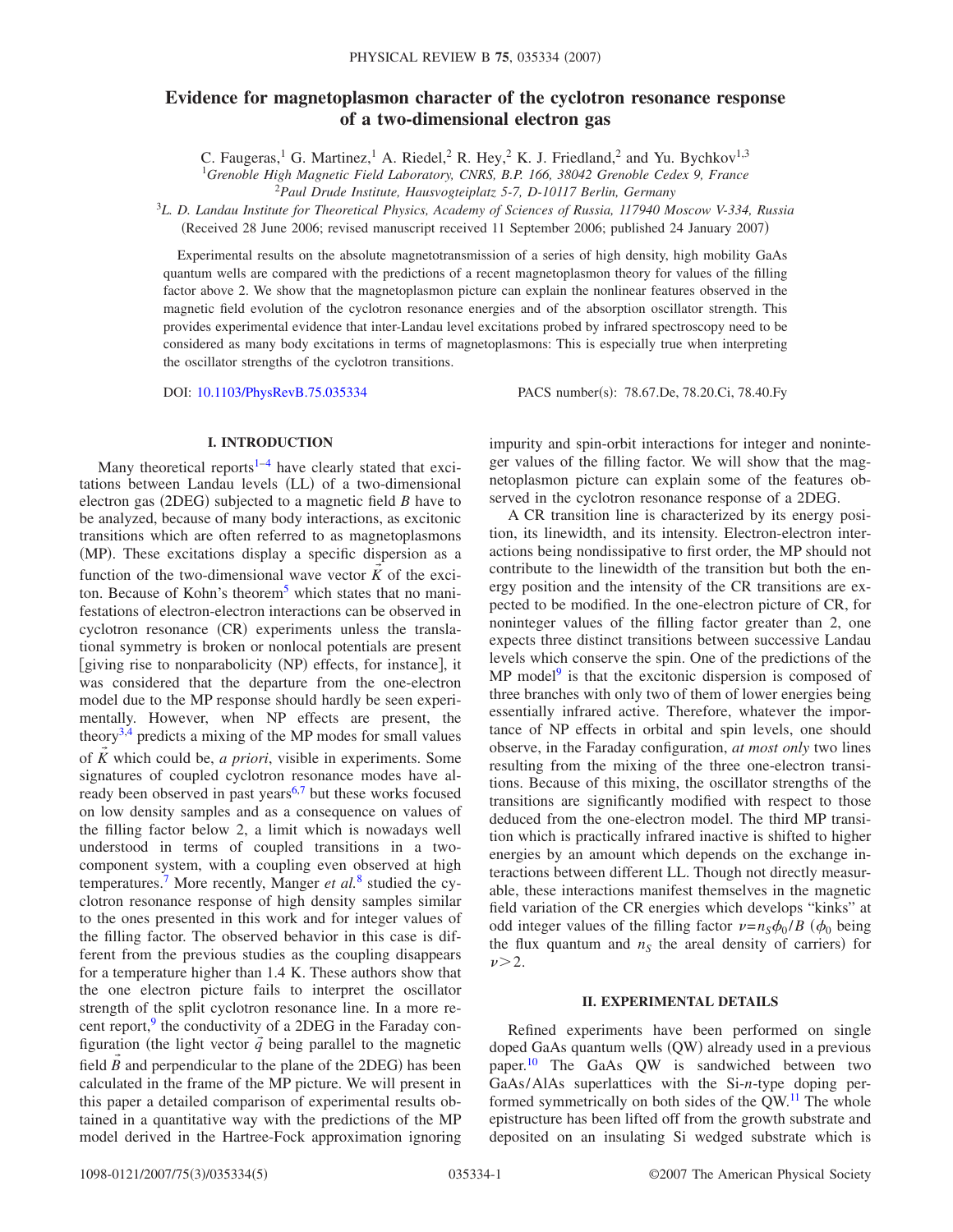# Evidence for magnetoplasmon character of the cyclotron resonance response of a two-dimensional electron gas

C. Faugeras,[1] G. Martinez,[1] A. Riedel,[2] R. Hey,[2] K. J. Friedland,[2] and Yu. Bychkov[1,3]

[1]*Grenoble High Magnetic Field Laboratory, CNRS, B.P. 166, 38042 Grenoble Cedex 9, France*
[2]*Paul Drude Institute, Hausvogteiplatz 5-7, D-10117 Berlin, Germany*
[3]*L. D. Landau Institute for Theoretical Physics, Academy of Sciences of Russia, 117940 Moscow V-334, Russia*

(Received 28 June 2006; revised manuscript received 11 September 2006; published 24 January 2007)

Experimental results on the absolute magnetotransmission of a series of high density, high mobility GaAs quantum wells are compared with the predictions of a recent magnetoplasmon theory for values of the filling factor above 2. We show that the magnetoplasmon picture can explain the nonlinear features observed in the magnetic field evolution of the cyclotron resonance energies and of the absorption oscillator strength. This provides experimental evidence that inter-Landau level excitations probed by infrared spectroscopy need to be considered as many body excitations in terms of magnetoplasmons: This is especially true when interpreting the oscillator strengths of the cyclotron transitions.

DOI: 10.1103/PhysRevB.75.035334 PACS number(s): 78.67.De, 78.20.Ci, 78.40.Fy

## I. INTRODUCTION

Many theoretical reports[1–4] have clearly stated that excitations between Landau levels (LL) of a two-dimensional electron gas (2DEG) subjected to a magnetic field $B$ have to be analyzed, because of many body interactions, as excitonic transitions which are often referred to as magnetoplasmons (MP). These excitations display a specific dispersion as a function of the two-dimensional wave vector $\vec{K}$ of the exciton. Because of Kohn's theorem[5] which states that no manifestations of electron-electron interactions can be observed in cyclotron resonance (CR) experiments unless the translational symmetry is broken or nonlocal potentials are present [giving rise to nonparabolicity (NP) effects, for instance], it was considered that the departure from the one-electron model due to the MP response should hardly be seen experimentally. However, when NP effects are present, the theory[3,4] predicts a mixing of the MP modes for small values of $\vec{K}$ which could be, *a priori*, visible in experiments. Some signatures of coupled cyclotron resonance modes have already been observed in past years[6,7] but these works focused on low density samples and as a consequence on values of the filling factor below 2, a limit which is nowadays well understood in terms of coupled transitions in a two-component system, with a coupling even observed at high temperatures.[7] More recently, Manger *et al.*[8] studied the cyclotron resonance response of high density samples similar to the ones presented in this work and for integer values of the filling factor. The observed behavior in this case is different from the previous studies as the coupling disappears for a temperature higher than 1.4 K. These authors show that the one electron picture fails to interpret the oscillator strength of the split cyclotron resonance line. In a more recent report,[9] the conductivity of a 2DEG in the Faraday configuration (the light vector $\vec{q}$ being parallel to the magnetic field $\vec{B}$ and perpendicular to the plane of the 2DEG) has been calculated in the frame of the MP picture. We will present in this paper a detailed comparison of experimental results obtained in a quantitative way with the predictions of the MP model derived in the Hartree-Fock approximation ignoring impurity and spin-orbit interactions for integer and noninteger values of the filling factor. We will show that the magnetoplasmon picture can explain some of the features observed in the cyclotron resonance response of a 2DEG.

A CR transition line is characterized by its energy position, its linewidth, and its intensity. Electron-electron interactions being nondissipative to first order, the MP should not contribute to the linewidth of the transition but both the energy position and the intensity of the CR transitions are expected to be modified. In the one-electron picture of CR, for noninteger values of the filling factor greater than 2, one expects three distinct transitions between successive Landau levels which conserve the spin. One of the predictions of the MP model[9] is that the excitonic dispersion is composed of three branches with only two of them of lower energies being essentially infrared active. Therefore, whatever the importance of NP effects in orbital and spin levels, one should observe, in the Faraday configuration, *at most only* two lines resulting from the mixing of the three one-electron transitions. Because of this mixing, the oscillator strengths of the transitions are significantly modified with respect to those deduced from the one-electron model. The third MP transition which is practically infrared inactive is shifted to higher energies by an amount which depends on the exchange interactions between different LL. Though not directly measurable, these interactions manifest themselves in the magnetic field variation of the CR energies which develops "kinks" at odd integer values of the filling factor $\nu = n_S \phi_0 / B$ ($\phi_0$ being the flux quantum and $n_S$ the areal density of carriers) for $\nu > 2$.

## II. EXPERIMENTAL DETAILS

Refined experiments have been performed on single doped GaAs quantum wells (QW) already used in a previous paper.[10] The GaAs QW is sandwiched between two GaAs/AlAs superlattices with the Si-$n$-type doping performed symmetrically on both sides of the QW.[11] The whole epistructure has been lifted off from the growth substrate and deposited on an insulating Si wedged substrate which is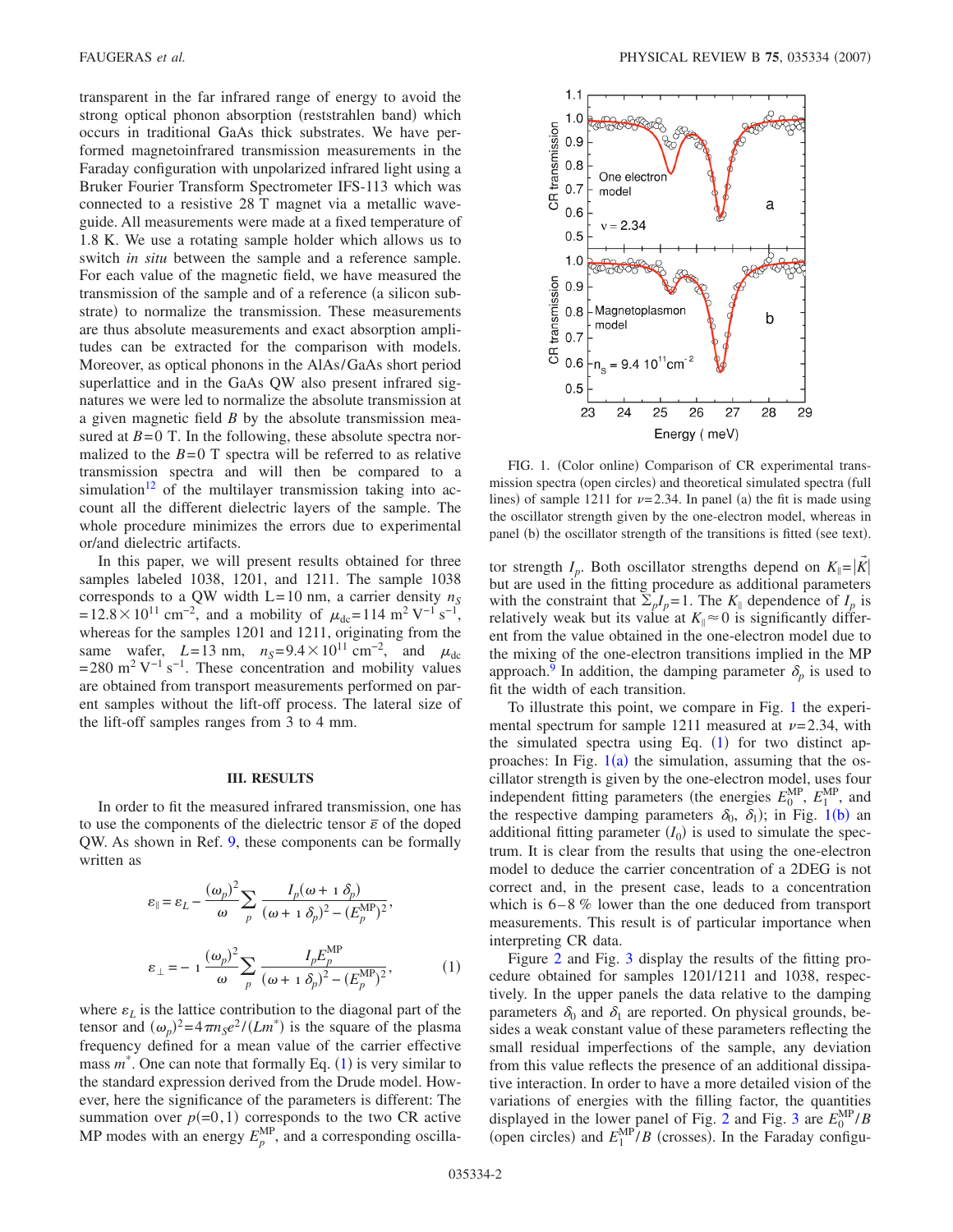transparent in the far infrared range of energy to avoid the strong optical phonon absorption (reststrahlen band) which occurs in traditional GaAs thick substrates. We have performed magnetoinfrared transmission measurements in the Faraday configuration with unpolarized infrared light using a Bruker Fourier Transform Spectrometer IFS-113 which was connected to a resistive 28 T magnet via a metallic waveguide. All measurements were made at a fixed temperature of 1.8 K. We use a rotating sample holder which allows us to switch *in situ* between the sample and a reference sample. For each value of the magnetic field, we have measured the transmission of the sample and of a reference (a silicon substrate) to normalize the transmission. These measurements are thus absolute measurements and exact absorption amplitudes can be extracted for the comparison with models. Moreover, as optical phonons in the AlAs/GaAs short period superlattice and in the GaAs QW also present infrared signatures we were led to normalize the absolute transmission at a given magnetic field $B$ by the absolute transmission measured at $B=0$ T. In the following, these absolute spectra normalized to the $B=0$ T spectra will be referred to as relative transmission spectra and will then be compared to a simulation[12] of the multilayer transmission taking into account all the different dielectric layers of the sample. The whole procedure minimizes the errors due to experimental or/and dielectric artifacts.

In this paper, we will present results obtained for three samples labeled 1038, 1201, and 1211. The sample 1038 corresponds to a QW width L=10 nm, a carrier density $n_S = 12.8\times 10^{11}$ cm$^{-2}$, and a mobility of $\mu_{dc} = 114$ m$^2$ V$^{-1}$ s$^{-1}$, whereas for the samples 1201 and 1211, originating from the same wafer, $L=13$ nm, $n_S = 9.4\times 10^{11}$ cm$^{-2}$, and $\mu_{dc} = 280$ m$^2$ V$^{-1}$ s$^{-1}$. These concentration and mobility values are obtained from transport measurements performed on parent samples without the lift-off process. The lateral size of the lift-off samples ranges from 3 to 4 mm.

## III. RESULTS

In order to fit the measured infrared transmission, one has to use the components of the dielectric tensor $\bar{\varepsilon}$ of the doped QW. As shown in Ref. 9, these components can be formally written as

$$\varepsilon_{\parallel} = \varepsilon_L - \frac{(\omega_p)^2}{\omega} \sum_p \frac{I_p(\omega + \imath\,\delta_p)}{(\omega + \imath\,\delta_p)^2 - (E_p^{\mathrm{MP}})^2},$$

$$\varepsilon_{\perp} = -\imath \frac{(\omega_p)^2}{\omega} \sum_p \frac{I_p E_p^{\mathrm{MP}}}{(\omega + \imath\,\delta_p)^2 - (E_p^{\mathrm{MP}})^2}, \qquad (1)$$

where $\varepsilon_L$ is the lattice contribution to the diagonal part of the tensor and $(\omega_p)^2 = 4\pi n_S e^2/(Lm^*)$ is the square of the plasma frequency defined for a mean value of the carrier effective mass $m^*$. One can note that formally Eq. (1) is very similar to the standard expression derived from the Drude model. However, here the significance of the parameters is different: The summation over $p(=0,1)$ corresponds to the two CR active MP modes with an energy $E_p^{\mathrm{MP}}$, and a corresponding oscillator strength $I_p$. Both oscillator strengths depend on $K_{\parallel} = |\vec{K}|$ but are used in the fitting procedure as additional parameters with the constraint that $\Sigma_p I_p = 1$. The $K_{\parallel}$ dependence of $I_p$ is relatively weak but its value at $K_{\parallel} \approx 0$ is significantly different from the value obtained in the one-electron model due to the mixing of the one-electron transitions implied in the MP approach.[9] In addition, the damping parameter $\delta_p$ is used to fit the width of each transition.

FIG. 1. (Color online) Comparison of CR experimental transmission spectra (open circles) and theoretical simulated spectra (full lines) of sample 1211 for $\nu=2.34$. In panel (a) the fit is made using the oscillator strength given by the one-electron model, whereas in panel (b) the oscillator strength of the transitions is fitted (see text).

To illustrate this point, we compare in Fig. 1 the experimental spectrum for sample 1211 measured at $\nu=2.34$, with the simulated spectra using Eq. (1) for two distinct approaches: In Fig. 1(a) the simulation, assuming that the oscillator strength is given by the one-electron model, uses four independent fitting parameters (the energies $E_0^{\mathrm{MP}}$, $E_1^{\mathrm{MP}}$, and the respective damping parameters $\delta_0$, $\delta_1$); in Fig. 1(b) an additional fitting parameter ($I_0$) is used to simulate the spectrum. It is clear from the results that using the one-electron model to deduce the carrier concentration of a 2DEG is not correct and, in the present case, leads to a concentration which is 6–8 % lower than the one deduced from transport measurements. This result is of particular importance when interpreting CR data.

Figure 2 and Fig. 3 display the results of the fitting procedure obtained for samples 1201/1211 and 1038, respectively. In the upper panels the data relative to the damping parameters $\delta_0$ and $\delta_1$ are reported. On physical grounds, besides a weak constant value of these parameters reflecting the small residual imperfections of the sample, any deviation from this value reflects the presence of an additional dissipative interaction. In order to have a more detailed vision of the variations of energies with the filling factor, the quantities displayed in the lower panel of Fig. 2 and Fig. 3 are $E_0^{\mathrm{MP}}/B$ (open circles) and $E_1^{\mathrm{MP}}/B$ (crosses). In the Faraday configu-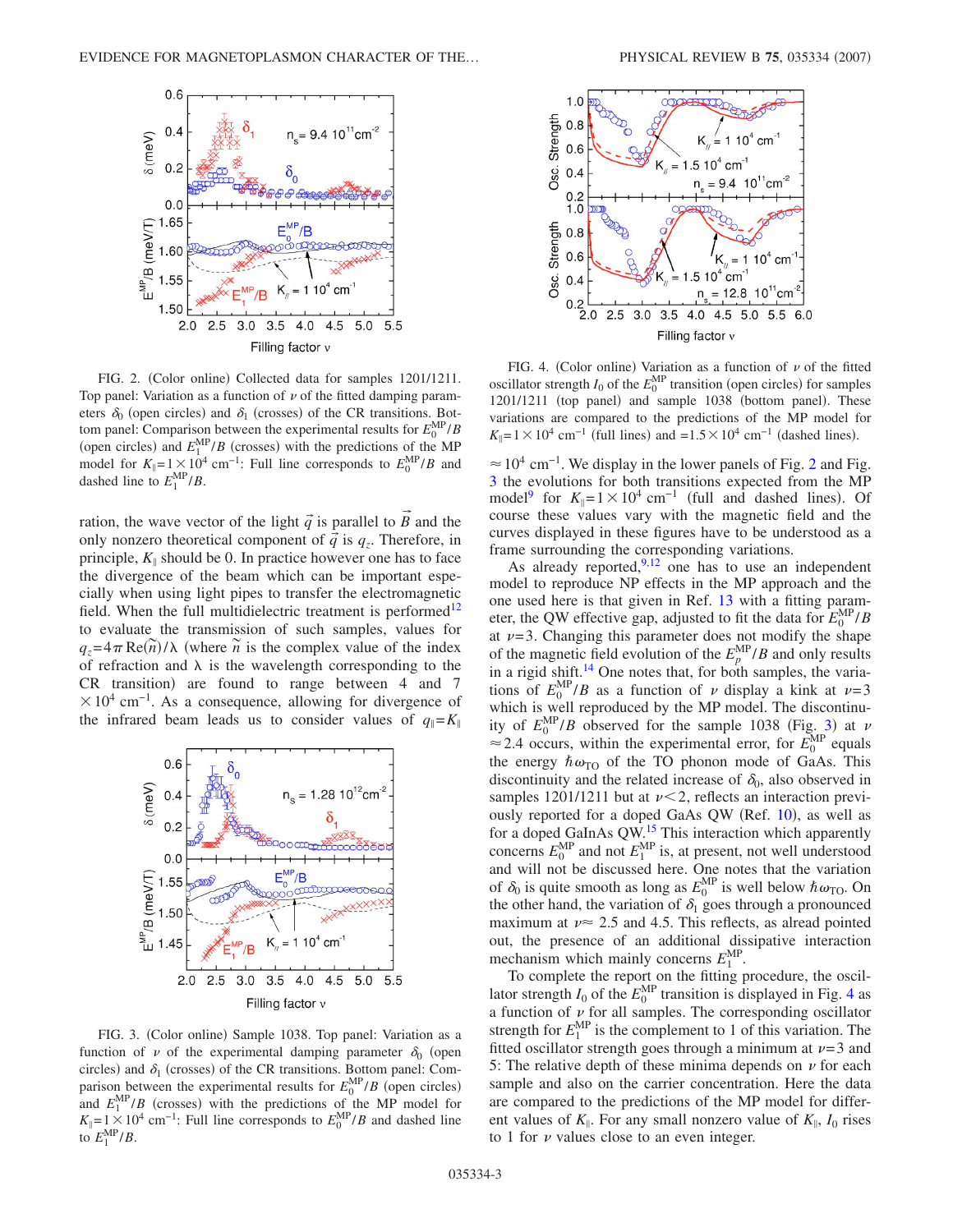FIG. 2. (Color online) Collected data for samples 1201/1211. Top panel: Variation as a function of $\nu$ of the fitted damping parameters $\delta_0$ (open circles) and $\delta_1$ (crosses) of the CR transitions. Bottom panel: Comparison between the experimental results for $E_0^{MP}/B$ (open circles) and $E_1^{MP}/B$ (crosses) with the predictions of the MP model for $K_{\parallel}=1\times10^4\ \mathrm{cm}^{-1}$: Full line corresponds to $E_0^{MP}/B$ and dashed line to $E_1^{MP}/B$.

ration, the wave vector of the light $\vec{q}$ is parallel to $\vec{B}$ and the only nonzero theoretical component of $\vec{q}$ is $q_z$. Therefore, in principle, $K_{\parallel}$ should be 0. In practice however one has to face the divergence of the beam which can be important especially when using light pipes to transfer the electromagnetic field. When the full multidielectric treatment is performed[12] to evaluate the transmission of such samples, values for $q_z = 4\pi\,\mathrm{Re}(\tilde{n})/\lambda$ (where $\tilde{n}$ is the complex value of the index of refraction and $\lambda$ is the wavelength corresponding to the CR transition) are found to range between 4 and $7\times10^4\ \mathrm{cm}^{-1}$. As a consequence, allowing for divergence of the infrared beam leads us to consider values of $q_{\parallel}=K_{\parallel}$

FIG. 3. (Color online) Sample 1038. Top panel: Variation as a function of $\nu$ of the experimental damping parameter $\delta_0$ (open circles) and $\delta_1$ (crosses) of the CR transitions. Bottom panel: Comparison between the experimental results for $E_0^{MP}/B$ (open circles) and $E_1^{MP}/B$ (crosses) with the predictions of the MP model for $K_{\parallel}=1\times10^4\ \mathrm{cm}^{-1}$: Full line corresponds to $E_0^{MP}/B$ and dashed line to $E_1^{MP}/B$.

FIG. 4. (Color online) Variation as a function of $\nu$ of the fitted oscillator strength $I_0$ of the $E_0^{MP}$ transition (open circles) for samples 1201/1211 (top panel) and sample 1038 (bottom panel). These variations are compared to the predictions of the MP model for $K_{\parallel}=1\times10^4\ \mathrm{cm}^{-1}$ (full lines) and $=1.5\times10^4\ \mathrm{cm}^{-1}$ (dashed lines).

$\approx 10^4\ \mathrm{cm}^{-1}$. We display in the lower panels of Fig. 2 and Fig. 3 the evolutions for both transitions expected from the MP model[9] for $K_{\parallel}=1\times10^4\ \mathrm{cm}^{-1}$ (full and dashed lines). Of course these values vary with the magnetic field and the curves displayed in these figures have to be understood as a frame surrounding the corresponding variations.

As already reported,[9,12] one has to use an independent model to reproduce NP effects in the MP approach and the one used here is that given in Ref. 13 with a fitting parameter, the QW effective gap, adjusted to fit the data for $E_0^{MP}/B$ at $\nu=3$. Changing this parameter does not modify the shape of the magnetic field evolution of the $E_p^{MP}/B$ and only results in a rigid shift.[14] One notes that, for both samples, the variations of $E_0^{MP}/B$ as a function of $\nu$ display a kink at $\nu=3$ which is well reproduced by the MP model. The discontinuity of $E_0^{MP}/B$ observed for the sample 1038 (Fig. 3) at $\nu \approx 2.4$ occurs, within the experimental error, for $E_0^{MP}$ equals the energy $\hbar\omega_{TO}$ of the TO phonon mode of GaAs. This discontinuity and the related increase of $\delta_0$, also observed in samples 1201/1211 but at $\nu<2$, reflects an interaction previously reported for a doped GaAs QW (Ref. 10), as well as for a doped GaInAs QW.[15] This interaction which apparently concerns $E_0^{MP}$ and not $E_1^{MP}$ is, at present, not well understood and will not be discussed here. One notes that the variation of $\delta_0$ is quite smooth as long as $E_0^{MP}$ is well below $\hbar\omega_{TO}$. On the other hand, the variation of $\delta_1$ goes through a pronounced maximum at $\nu \approx 2.5$ and 4.5. This reflects, as alread pointed out, the presence of an additional dissipative interaction mechanism which mainly concerns $E_1^{MP}$.

To complete the report on the fitting procedure, the oscillator strength $I_0$ of the $E_0^{MP}$ transition is displayed in Fig. 4 as a function of $\nu$ for all samples. The corresponding oscillator strength for $E_1^{MP}$ is the complement to 1 of this variation. The fitted oscillator strength goes through a minimum at $\nu=3$ and 5: The relative depth of these minima depends on $\nu$ for each sample and also on the carrier concentration. Here the data are compared to the predictions of the MP model for different values of $K_{\parallel}$. For any small nonzero value of $K_{\parallel}$, $I_0$ rises to 1 for $\nu$ values close to an even integer.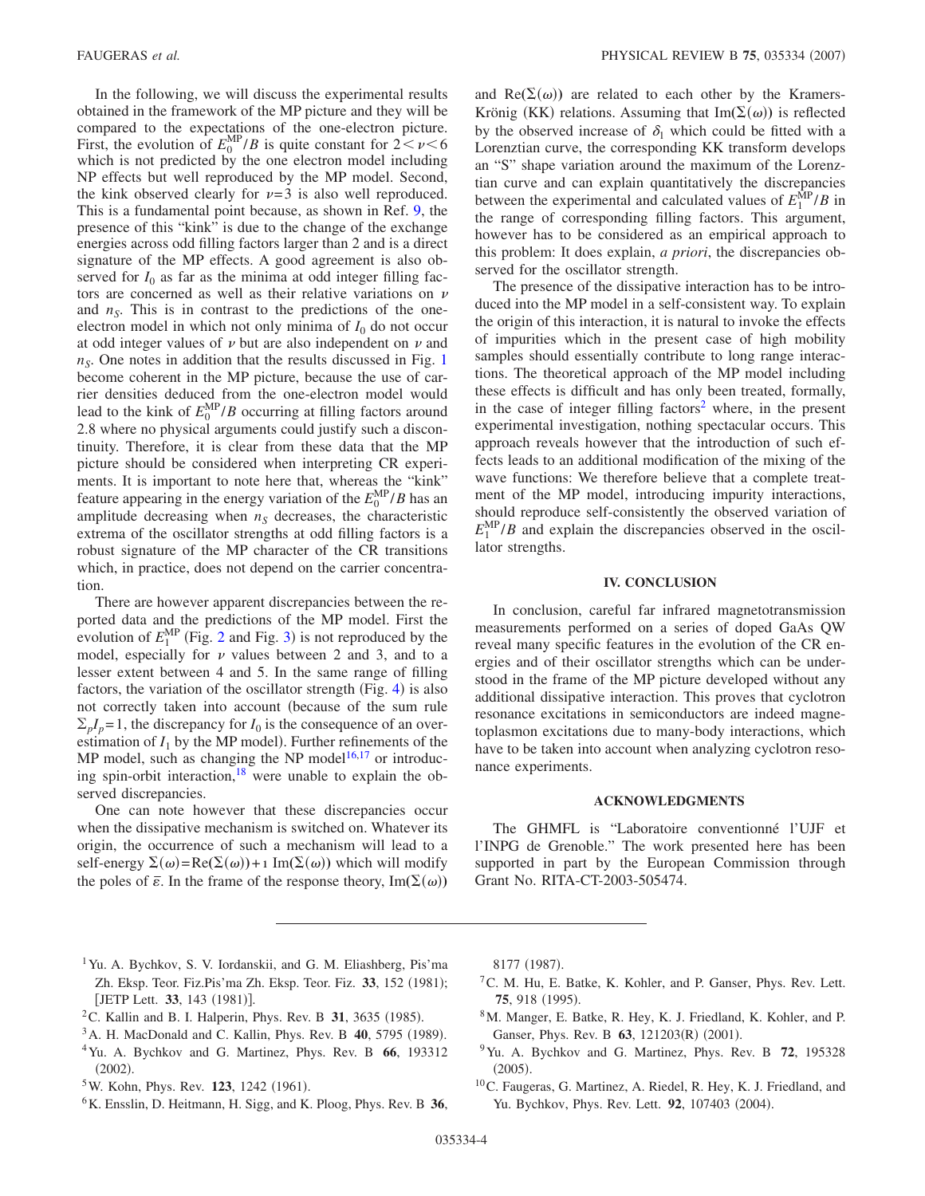In the following, we will discuss the experimental results obtained in the framework of the MP picture and they will be compared to the expectations of the one-electron picture. First, the evolution of $E_0^{\rm MP}/B$ is quite constant for $2<\nu<6$ which is not predicted by the one electron model including NP effects but well reproduced by the MP model. Second, the kink observed clearly for $\nu=3$ is also well reproduced. This is a fundamental point because, as shown in Ref. 9, the presence of this "kink" is due to the change of the exchange energies across odd filling factors larger than 2 and is a direct signature of the MP effects. A good agreement is also observed for $I_0$ as far as the minima at odd integer filling factors are concerned as well as their relative variations on $\nu$ and $n_S$. This is in contrast to the predictions of the one-electron model in which not only minima of $I_0$ do not occur at odd integer values of $\nu$ but are also independent on $\nu$ and $n_S$. One notes in addition that the results discussed in Fig. 1 become coherent in the MP picture, because the use of carrier densities deduced from the one-electron model would lead to the kink of $E_0^{\rm MP}/B$ occurring at filling factors around 2.8 where no physical arguments could justify such a discontinuity. Therefore, it is clear from these data that the MP picture should be considered when interpreting CR experiments. It is important to note here that, whereas the "kink" feature appearing in the energy variation of the $E_0^{\rm MP}/B$ has an amplitude decreasing when $n_S$ decreases, the characteristic extrema of the oscillator strengths at odd filling factors is a robust signature of the MP character of the CR transitions which, in practice, does not depend on the carrier concentration.

There are however apparent discrepancies between the reported data and the predictions of the MP model. First the evolution of $E_1^{\rm MP}$ (Fig. 2 and Fig. 3) is not reproduced by the model, especially for $\nu$ values between 2 and 3, and to a lesser extent between 4 and 5. In the same range of filling factors, the variation of the oscillator strength (Fig. 4) is also not correctly taken into account (because of the sum rule $\Sigma_p I_p=1$, the discrepancy for $I_0$ is the consequence of an overestimation of $I_1$ by the MP model). Further refinements of the MP model, such as changing the NP model[16,17] or introducing spin-orbit interaction,[18] were unable to explain the observed discrepancies.

One can note however that these discrepancies occur when the dissipative mechanism is switched on. Whatever its origin, the occurrence of such a mechanism will lead to a self-energy $\Sigma(\omega)=\mathrm{Re}(\Sigma(\omega))+\imath\,\mathrm{Im}(\Sigma(\omega))$ which will modify the poles of $\bar{\varepsilon}$. In the frame of the response theory, $\mathrm{Im}(\Sigma(\omega))$ and $\mathrm{Re}(\Sigma(\omega))$ are related to each other by the Kramers-Krönig (KK) relations. Assuming that $\mathrm{Im}(\Sigma(\omega))$ is reflected by the observed increase of $\delta_1$ which could be fitted with a Lorenztian curve, the corresponding KK transform develops an "S" shape variation around the maximum of the Lorenztian curve and can explain quantitatively the discrepancies between the experimental and calculated values of $E_1^{\rm MP}/B$ in the range of corresponding filling factors. This argument, however has to be considered as an empirical approach to this problem: It does explain, *a priori*, the discrepancies observed for the oscillator strength.

The presence of the dissipative interaction has to be introduced into the MP model in a self-consistent way. To explain the origin of this interaction, it is natural to invoke the effects of impurities which in the present case of high mobility samples should essentially contribute to long range interactions. The theoretical approach of the MP model including these effects is difficult and has only been treated, formally, in the case of integer filling factors[2] where, in the present experimental investigation, nothing spectacular occurs. This approach reveals however that the introduction of such effects leads to an additional modification of the mixing of the wave functions: We therefore believe that a complete treatment of the MP model, introducing impurity interactions, should reproduce self-consistently the observed variation of $E_1^{\rm MP}/B$ and explain the discrepancies observed in the oscillator strengths.

## IV. CONCLUSION

In conclusion, careful far infrared magnetotransmission measurements performed on a series of doped GaAs QW reveal many specific features in the evolution of the CR energies and of their oscillator strengths which can be understood in the frame of the MP picture developed without any additional dissipative interaction. This proves that cyclotron resonance excitations in semiconductors are indeed magnetoplasmon excitations due to many-body interactions, which have to be taken into account when analyzing cyclotron resonance experiments.

## ACKNOWLEDGMENTS

The GHMFL is "Laboratoire conventionné l'UJF et l'INPG de Grenoble." The work presented here has been supported in part by the European Commission through Grant No. RITA-CT-2003-505474.

---

[1] Yu. A. Bychkov, S. V. Iordanskii, and G. M. Eliashberg, Pis'ma Zh. Eksp. Teor. Fiz.Pis'ma Zh. Eksp. Teor. Fiz. **33**, 152 (1981); [JETP Lett. **33**, 143 (1981)].

[2] C. Kallin and B. I. Halperin, Phys. Rev. B **31**, 3635 (1985).

[3] A. H. MacDonald and C. Kallin, Phys. Rev. B **40**, 5795 (1989).

[4] Yu. A. Bychkov and G. Martinez, Phys. Rev. B **66**, 193312 (2002).

[5] W. Kohn, Phys. Rev. **123**, 1242 (1961).

[6] K. Ensslin, D. Heitmann, H. Sigg, and K. Ploog, Phys. Rev. B **36**, 8177 (1987).

[7] C. M. Hu, E. Batke, K. Kohler, and P. Ganser, Phys. Rev. Lett. **75**, 918 (1995).

[8] M. Manger, E. Batke, R. Hey, K. J. Friedland, K. Kohler, and P. Ganser, Phys. Rev. B **63**, 121203(R) (2001).

[9] Yu. A. Bychkov and G. Martinez, Phys. Rev. B **72**, 195328 (2005).

[10] C. Faugeras, G. Martinez, A. Riedel, R. Hey, K. J. Friedland, and Yu. Bychkov, Phys. Rev. Lett. **92**, 107403 (2004).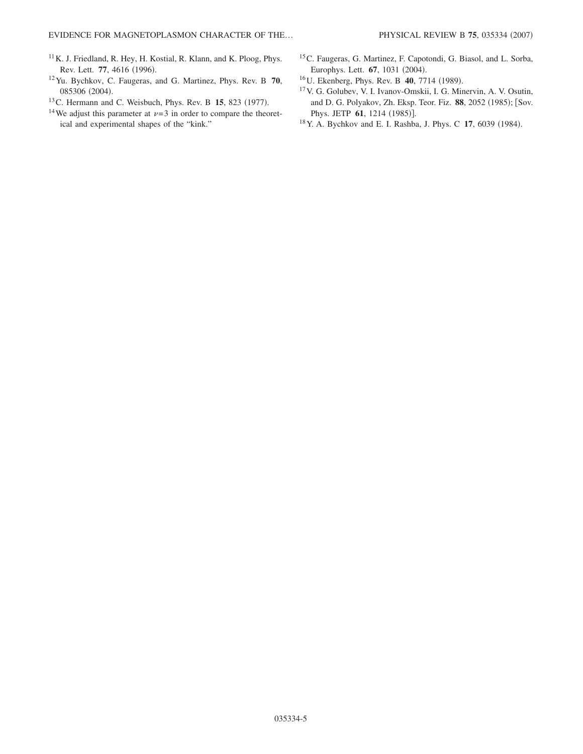[11] K. J. Friedland, R. Hey, H. Kostial, R. Klann, and K. Ploog, Phys. Rev. Lett. **77**, 4616 (1996).

[12] Yu. Bychkov, C. Faugeras, and G. Martinez, Phys. Rev. B **70**, 085306 (2004).

[13] C. Hermann and C. Weisbuch, Phys. Rev. B **15**, 823 (1977).

[14] We adjust this parameter at $\nu=3$ in order to compare the theoretical and experimental shapes of the "kink."

[15] C. Faugeras, G. Martinez, F. Capotondi, G. Biasol, and L. Sorba, Europhys. Lett. **67**, 1031 (2004).

[16] U. Ekenberg, Phys. Rev. B **40**, 7714 (1989).

[17] V. G. Golubev, V. I. Ivanov-Omskii, I. G. Minervin, A. V. Osutin, and D. G. Polyakov, Zh. Eksp. Teor. Fiz. **88**, 2052 (1985); [Sov. Phys. JETP **61**, 1214 (1985)].

[18] Y. A. Bychkov and E. I. Rashba, J. Phys. C **17**, 6039 (1984).